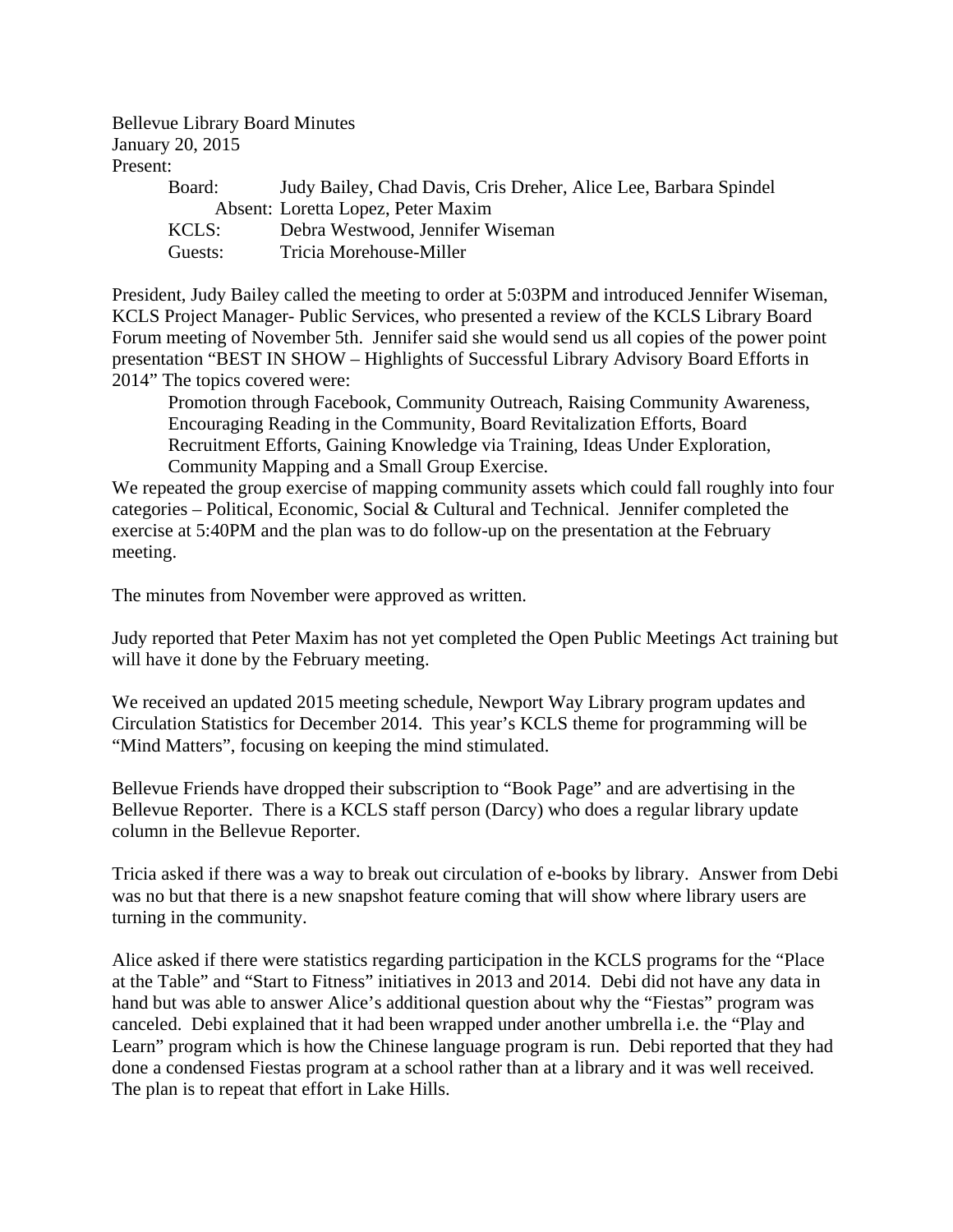Bellevue Library Board Minutes
January 20, 2015
Present:

Board: Judy Bailey, Chad Davis, Cris Dreher, Alice Lee, Barbara Spindel
Absent: Loretta Lopez, Peter Maxim
KCLS: Debra Westwood, Jennifer Wiseman
Guests: Tricia Morehouse-Miller

President, Judy Bailey called the meeting to order at 5:03PM and introduced Jennifer Wiseman, KCLS Project Manager- Public Services, who presented a review of the KCLS Library Board Forum meeting of November 5th. Jennifer said she would send us all copies of the power point presentation "BEST IN SHOW – Highlights of Successful Library Advisory Board Efforts in 2014" The topics covered were:

Promotion through Facebook, Community Outreach, Raising Community Awareness, Encouraging Reading in the Community, Board Revitalization Efforts, Board Recruitment Efforts, Gaining Knowledge via Training, Ideas Under Exploration, Community Mapping and a Small Group Exercise.

We repeated the group exercise of mapping community assets which could fall roughly into four categories – Political, Economic, Social & Cultural and Technical. Jennifer completed the exercise at 5:40PM and the plan was to do follow-up on the presentation at the February meeting.

The minutes from November were approved as written.

Judy reported that Peter Maxim has not yet completed the Open Public Meetings Act training but will have it done by the February meeting.

We received an updated 2015 meeting schedule, Newport Way Library program updates and Circulation Statistics for December 2014. This year's KCLS theme for programming will be "Mind Matters", focusing on keeping the mind stimulated.

Bellevue Friends have dropped their subscription to "Book Page" and are advertising in the Bellevue Reporter. There is a KCLS staff person (Darcy) who does a regular library update column in the Bellevue Reporter.

Tricia asked if there was a way to break out circulation of e-books by library. Answer from Debi was no but that there is a new snapshot feature coming that will show where library users are turning in the community.

Alice asked if there were statistics regarding participation in the KCLS programs for the "Place at the Table" and "Start to Fitness" initiatives in 2013 and 2014. Debi did not have any data in hand but was able to answer Alice's additional question about why the "Fiestas" program was canceled. Debi explained that it had been wrapped under another umbrella i.e. the "Play and Learn" program which is how the Chinese language program is run. Debi reported that they had done a condensed Fiestas program at a school rather than at a library and it was well received. The plan is to repeat that effort in Lake Hills.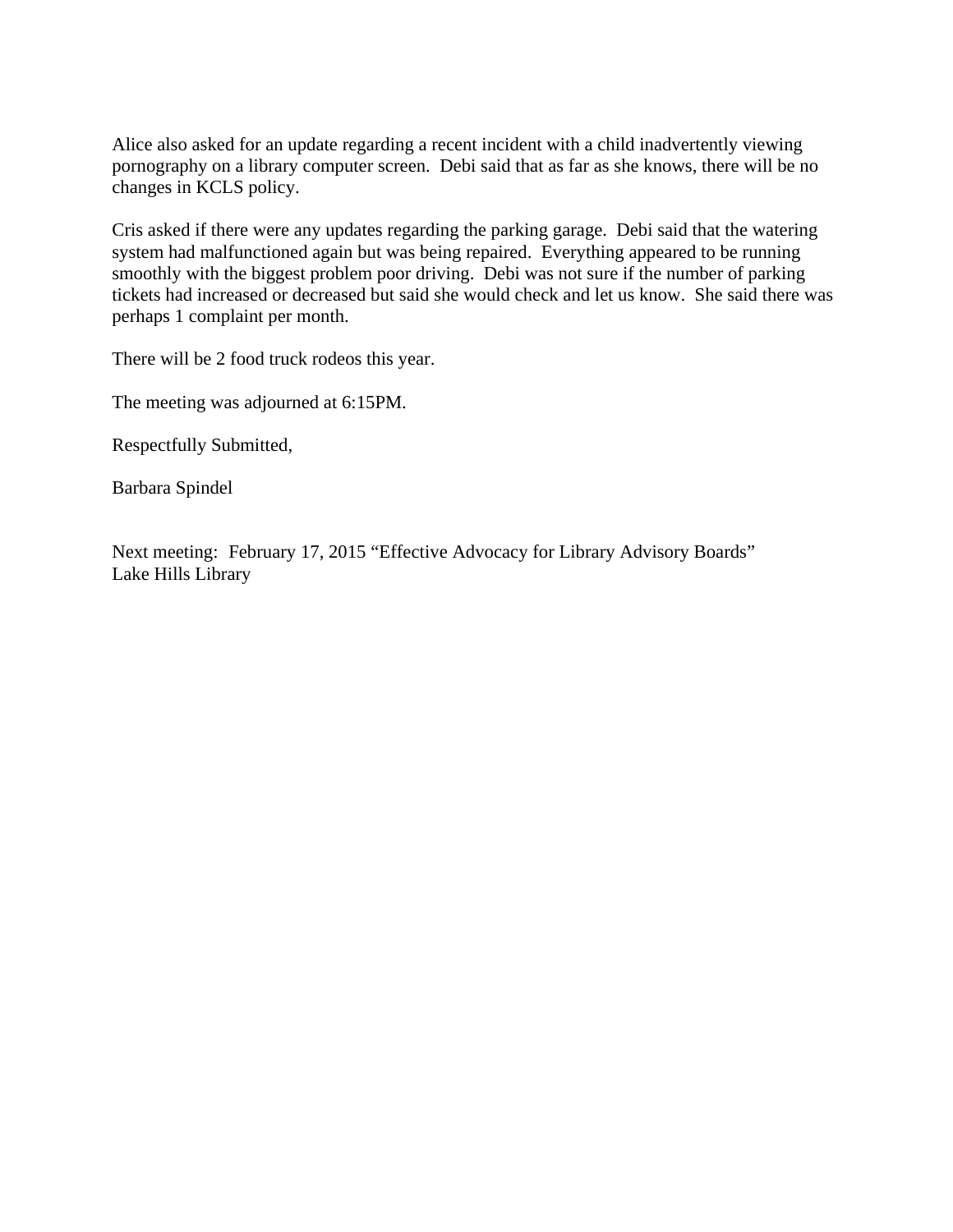Alice also asked for an update regarding a recent incident with a child inadvertently viewing pornography on a library computer screen.  Debi said that as far as she knows, there will be no changes in KCLS policy.

Cris asked if there were any updates regarding the parking garage.  Debi said that the watering system had malfunctioned again but was being repaired.  Everything appeared to be running smoothly with the biggest problem poor driving.  Debi was not sure if the number of parking tickets had increased or decreased but said she would check and let us know.  She said there was perhaps 1 complaint per month.

There will be 2 food truck rodeos this year.

The meeting was adjourned at 6:15PM.

Respectfully Submitted,

Barbara Spindel

Next meeting:  February 17, 2015 "Effective Advocacy for Library Advisory Boards"
Lake Hills Library